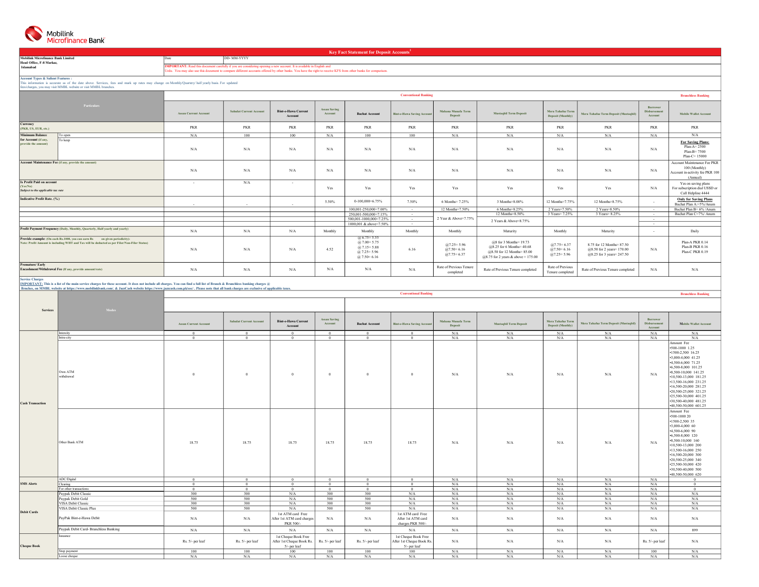Mobilink Microfinance Bank

# Key Fact Statement for Deposit Accounts[1]

| Mobilink Microfinance Bank Limited<br>Head Office, F-8 Markaz, Islamabad | Date | DD- MM-YYYY |
|---|---|---|
| | **IMPORTANT:** Read this document carefully if you are considering opening a new account. It is available in English and Urdu. You may also use this document to compare different accounts offered by other banks. You have the right to receive KFS from other banks for comparison. | |

**Account Types & Salient Features :**
This information is accurate as of the date above. Services, fees and mark up rates may change on Monthly/Quarterly/ half yearly basis. For updated fees/charges, you may visit MMBL website or visit MMBL branches.

| Particulars | | Assan Current Account | Sahulat Current Account | Bint-e-Hawa Current Account | Assan Saving Account | Bachat Account | Bint-e-Hawa Saving Account | Mahana Munafa Term Deposit | Mustaqbil Term Deposit | Mera Tahafuz Term Deposit (Monthly) | Mera Tahafuz Term Deposit (Mustaqbil) | Borrower Disbursement Account | Mobile Wallet Account |
|---|---|---|---|---|---|---|---|---|---|---|---|---|---|
| | | Conventional Banking | | | | | | | | | | | Branchless Banking |
| Currency (PKR, US, EUR, etc.) | | PKR | PKR | PKR | PKR | PKR | PKR | PKR | PKR | PKR | PKR | PKR | PKR |
| Minimum Balance for Account (if any, provide the amount) | To open | N/A | 100 | 100 | N/A | 100 | 100 | N/A | N/A | N/A | N/A | N/A | N/A |
| | To keep | N/A | N/A | N/A | N/A | N/A | N/A | N/A | N/A | N/A | N/A | N/A | For Saving Plans:<br>Plan-A= 2500<br>Plan-B= 7500<br>Plan-C= 15000 |
| Account Maintenance Fee (if any, provide the amount) | | N/A | N/A | N/A | N/A | N/A | N/A | N/A | N/A | N/A | N/A | N/A | Account Maintenance Fee PKR 100 (Monthly)<br>Account in-activity fee PKR 100 (Annual) |
| Is Profit Paid on account (Yes/No)<br>*Subject to the applicable tax rate* | | - | N/A | - | Yes | Yes | Yes | Yes | Yes | Yes | Yes | N/A | Yes on saving plans<br>For subscription dial USSD or Call Helpline 4444 |
| Indicative Profit Rate. (%) | | - | - | - | 5.50% | 0-100,000=6.75% | 7.50% | 6 Months= 7.25% | 3 Months=8.00% | 12 Months=7.75% | 12 Months=8.75% | - | Only for Saving Plans<br>Bachat Plan A:=5%/Anum |
| | | | | | | 100,001-250,000=7.00% | - | 12 Months=7.50% | 6 Months=8.25% | 2 Years=7.50% | 2 Years=8.50% | - | Bachat Plan B= 6% /Anum |
| | | | | | | 250,001-500,000=7.15% | - | 2 Year & Above=7.75% | 12 Months=8.50% | 3 Years= 7.25% | 3 Years= 8.25% | - | Bachat Plan C=7%/ Anum |
| | | | | | | 500,001-1000,000=7.25% | - | | 2 Years & Above=8.75% | | | - | |
| | | | | | | 1000,001 & above=7.50% | - | | | | | - | |
| Profit Payment Frequency (Daily, Monthly, Quarterly, Half yearly and yearly) | | N/A | N/A | N/A | Monthly | Monthly | Monthly | Monthly | Maturity | Monthly | Maturity | - | Daily |
| Provide example: (On each Rs.1000, you can earn Rs on given periodicity)-<br>Note: Profit Amount is including WHT and Tax will be deducted as per Filer/Non-Filer Status) | | N/A | N/A | N/A | 4.52 | @ 6.75= 5.55<br>@ 7.00= 5.75<br>@ 7.15= 5.88<br>@ 7.25= 5.96<br>@ 7.50= 6.16 | 6.16 | @7.25= 5.96<br>@7.50= 6.16<br>@7.75= 6.37 | @8 for 3 Months= 19.73<br>@8.25 for 6 Months= 40.68<br>@8.50 for 12 Months= 85.00<br>@8.75 for 2 years & above = 175.00 | @7.75= 6.37<br>@7.50= 6.16<br>@7.25= 5.96 | 8.75 for 12 Months= 87.50<br>@8.50 for 2 years= 170.00<br>@8.25 for 3 years= 247.50 | N/A | Plan-A PKR 0.14<br>Plan-B PKR 0.16<br>Plan-C PKR 0.19 |
| Premature/ Early Encashment/Withdrawal Fee (If any, provide amount/rate) | | N/A | N/A | N/A | N/A | N/A | N/A | Rate of Previous Tenure completed | Rate of Previous Tenure completed | Rate of Previous Tenure completed | Rate of Previous Tenure completed | N/A | N/A |

**Service Charges**
**IMPORTANT:** This is a list of the main service charges for these account. It does not include all charges. You can find a full list of Branch & Branchless banking charges @ Branches, on MMBL website at https://www.mobilinkbank.com/. & JazzCash website https://www.jazzcash.com.pk/soc/ . Please note that all bank charges are exclusive of applicable taxes.

| Services | Modes | Assan Current Account | Sahulat Current Account | Bint-e-Hawa Current Account | Assan Saving Account | Bachat Account | Bint-e-Hawa Saving Account | Mahana Munafa Term Deposit | Mustaqbil Term Deposit | Mera Tahafuz Term Deposit (Monthly) | Mera Tahafuz Term Deposit (Mustaqbil) | Borrower Disbursement Account | Mobile Wallet Account |
|---|---|---|---|---|---|---|---|---|---|---|---|---|---|
| | | Conventional Banking | | | | | | | | | | | Branchless Banking |
| Cash Transaction | Intercity | 0 | 0 | 0 | 0 | 0 | 0 | N/A | N/A | N/A | N/A | N/A | N/A |
| | Intra-city | 0 | 0 | 0 | 0 | 0 | 0 | N/A | N/A | N/A | N/A | N/A | N/A |
| | Own ATM withdrawal | 0 | 0 | 0 | 0 | 0 | 0 | N/A | N/A | N/A | N/A | N/A | Amount Fee<br>•500-1000 1.25<br>•1500-2,500 16.25<br>•3,000-4,000 41.25<br>•4,500-6,000 71.25<br>•6,500-8,000 101.25<br>•8,500-10,000 141.25<br>•10,500-13,000 181.25<br>•13,500-16,000 231.25<br>•16,500-20,000 281.25<br>•20,500-25,000 321.25<br>•25,500-30,000 401.25<br>•30,500-40,000 481.25<br>•40,500-50,000 601.25 |
| | Other Bank ATM | 18.75 | 18.75 | 18.75 | 18.75 | 18.75 | 18.75 | N/A | N/A | N/A | N/A | N/A | Amount Fee<br>•500-1000 20<br>•1500-2,500 35<br>•3,000-4,000 60<br>•4,500-6,000 90<br>•6,500-8,000 120<br>•8,500-10,000 160<br>•10,500-13,000 200<br>•13,500-16,000 250<br>•16,500-20,000 300<br>•20,500-25,000 340<br>•25,500-30,000 420<br>•30,500-40,000 500<br>•40,500-50,000 620 |
| SMS Alerts | ADC/Digital | 0 | 0 | 0 | 0 | 0 | 0 | N/A | N/A | N/A | N/A | N/A | 0 |
| | Clearing | 0 | 0 | 0 | 0 | 0 | 0 | N/A | N/A | N/A | N/A | N/A | 0 |
| | For other transactions | 0 | 0 | 0 | 0 | 0 | 0 | N/A | N/A | N/A | N/A | N/A | 0 |
| Debit Cards | Paypak Debit Classic | 300 | 300 | N/A | 300 | 300 | N/A | N/A | N/A | N/A | N/A | N/A | N/A |
| | Paypak Debit Gold | 500 | 500 | N/A | 500 | 500 | N/A | N/A | N/A | N/A | N/A | N/A | N/A |
| | VISA Debit Classic | 300 | 300 | N/A | 300 | 300 | N/A | N/A | N/A | N/A | N/A | N/A | N/A |
| | VISA Debit Classic Plus | 500 | 500 | N/A | 500 | 500 | N/A | N/A | N/A | N/A | N/A | N/A | N/A |
| | PayPak Bint-e-Hawa Debit | N/A | N/A | 1st ATM card Free After 1st ATM card charges PKR 500/- | N/A | N/A | 1st ATM card Free After 1st ATM card charges PKR 500/- | N/A | N/A | N/A | N/A | N/A | N/A |
| | Paypak Debit Card- Branchless Banking | N/A | N/A | N/A | N/A | N/A | N/A | N/A | N/A | N/A | N/A | N/A | 899 |
| Cheque Book | Issuance | Rs. 5/- per leaf | Rs. 5/- per leaf | 1st Cheque Book Free After 1st Cheque Book Rs. 5/- per leaf | Rs. 5/- per leaf | Rs. 5/- per leaf | 1st Cheque Book Free After 1st Cheque Book Rs. 5/- per leaf | N/A | N/A | N/A | N/A | Rs. 5/- per leaf | N/A |
| | Stop payment | 100 | 100 | 100 | 100 | 100 | 100 | N/A | N/A | N/A | N/A | 100 | N/A |
| | Loose cheque | N/A | N/A | N/A | N/A | N/A | N/A | N/A | N/A | N/A | N/A | N/A | N/A |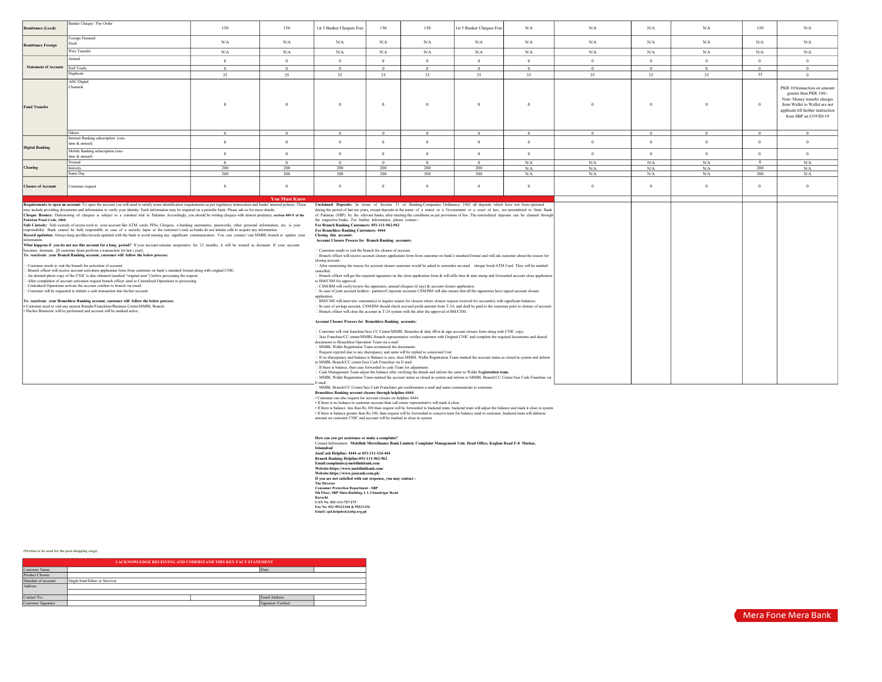| | | | | | | | | | | | | | |
|---|---|---|---|---|---|---|---|---|---|---|---|---|---|
| **Remittance (Local)** | Banker Cheque / Pay Order | 150 | 150 | 1st 5 Banker Cheques Free | 150 | 150 | 1st 5 Banker Cheques Free | N/A | N/A | N/A | N/A | 150 | N/A |
| **Remittance Foreign** | Foreign Demand Draft | N/A | N/A | N/A | N/A | N/A | N/A | N/A | N/A | N/A | N/A | N/A | N/A |
| | Wire Transfer | N/A | N/A | N/A | N/A | N/A | N/A | N/A | N/A | N/A | N/A | N/A | N/A |
| **Statement of Account** | Annual | 0 | 0 | 0 | 0 | 0 | 0 | 0 | 0 | 0 | 0 | 0 | 0 |
| | Half Yearly | 0 | 0 | 0 | 0 | 0 | 0 | 0 | 0 | 0 | 0 | 0 | 0 |
| | Duplicate | 35 | 35 | 35 | 35 | 35 | 35 | 35 | 35 | 35 | 35 | 35 | 0 |
| **Fund Transfer** | ADC/Digital Channels | 0 | 0 | 0 | 0 | 0 | 0 | 0 | 0 | 0 | 0 | 0 | PKR 10/transaction on amount greater than PKR 100/- Note: Money transfer charges from Wallet to Wallet are not applicale till further instruction from SBP on COVID-19 |
| | Others | 0 | 0 | 0 | 0 | 0 | 0 | 0 | 0 | 0 | 0 | 0 | 0 |
| **Digital Banking** | Internet Banking subscription (one-time & annual) | 0 | 0 | 0 | 0 | 0 | 0 | 0 | 0 | 0 | 0 | 0 | 0 |
| | Mobile Banking subscription (one-time & annual) | 0 | 0 | 0 | 0 | 0 | 0 | 0 | 0 | 0 | 0 | 0 | 0 |
| **Clearing** | Normal | 0 | 0 | 0 | 0 | 0 | 0 | N/A | N/A | N/A | N/A | 0 | N/A |
| | Intercity | 200 | 200 | 200 | 200 | 200 | 200 | N/A | N/A | N/A | N/A | 200 | N/A |
| | Same Day | 300 | 300 | 300 | 300 | 300 | 300 | N/A | N/A | N/A | N/A | 300 | N/A |
| **Closure of Account** | Customer request | 0 | 0 | 0 | 0 | 0 | 0 | 0 | 0 | 0 | 0 | 0 | 0 |

## You Must Know

**Requirements to open an account:** To open the account you will need to satisfy some identification requirements as per regulatory instructions and banks' internal policies. These may include providing documents and information to verify your identity. Such information may be required on a periodic basis. Please ask us for more details.

**Cheque Bounce:** Dishonoring of cheques is subject to a criminal trial in Pakistan. Accordingly, you should be writing cheques with utmost prudence. **section 489-F of the Pakistan Penal Code, 1860.**

**Safe Custody:** Safe custody of access tools to your account like ATM cards, PINs, Cheques, e-banking usernames, passwords, other personal information, etc. is your responsibility. Bank cannot be held responsible in case of a security lapse at the customer's end, as banks do not initiate calls to acquire any information.

**Record updation:** Always keep profiles/records updated with the bank to avoid missing any significant communication. You can contact/ visit MMBL branch to update your information.

**What happens if you do not use this account for a long period?** If your account remains inoperative for 12 months, it will be treated as dormant. If your account becomes dormant, [If customer desnt perform a transaction for last i year].

**To reactivate your Branch Banking account, customer will follow the below process:**

- Customer needs to visit the branch for activation of account.
- Branch officer will receive account activation application form from customer on bank's standard format along with original CNIC.
- An attested photo copy of the CNIC is also obtained (marked "original seen") before processing the request.
- After completion of account activation request branch officer send to Centralized Operations to processing.
- Centralized Operations activate the account confirm to branch via email.
- Customer will be requested to initiate a cash transaction into his/her account.

**To reactivate your Branchless Banking account, customer will follow the below process:**

- Customer need to visit any nearest Retailer/Franchisee/Business Center/MMBL Branch.
- His/her Biometric will be performed and account will be marked active.

**Unclaimed Deposits:** In terms of Section 31 of Banking Companies Ordinance, 1962 all deposits which have not been operated during the period of last ten years, except deposits in the name of a minor or a Government or a court of law, are surrendered to State Bank of Pakistan (SBP) by the relevant banks, after meeting the conditions as per provisions of the law. The surrendered deposits can be claimed through the respective banks. For further information, please contact -

**For Branch Banking Customers: 051-111-962-962**

**For Branchless Banking Customers: 4444**

**Closing this account:**

**Account Closure Process for Branch Banking accounts:**

- Customer needs to visit the branch for closure of account.
- Branch officer will receive account closure application form from customer on bank's standard format and will ask customer about the reason for closing account.
- After mentioning the reason for account closure customer would be asked to surrender un-used cheque book/ATM Card. They will be marked cancelled.
- Branch officer will get the required signatures on the close application form & will affix time & date stamp and forwarded account close application to BM/CSM for approval.
- CSM/BM will verify/review the signatures, unused cheques (if any) & account closure application.
- In case of joint account holders / partners/Corporate accounts CSM/BM will also ensure that all the signatories have signed account closure application.
- BM/CMS will interview customer(s) to inquire reason for closure where closure request received for account(s) with significant balances.
- In case of savings account, CSM/BM should check accrued profit amount from T-24, and shall be paid to the customer prior to closure of account.
- Branch officer will close the account in T-24 system with the after the approval of BM/CSM.

**Account Closure Process for Branchless Banking accounts:**

- Customer will visit franchise/Jazz CC Center/MMBL Branches & duly fill in & sign account closure form along with CNIC copy.
- Jazz Franchise/CC center/MMBL Branch representative verifies customer with Original CNIC and complete the required documents and shared documents to Branchless Operation Team via e-mail
- MMBL Wallet Registration Team scrutinized the documents
- Request rejected due to any discrepancy and same will be replied to concerned Unit
- If no discrepancy and balance is Balance is zero, then MMBL Wallet Registration Team marked the account status as closed in system and inform to MMBL Branch/CC center/Jazz Cash Franchise via E-mail
- If there is balance, then case forwarded to cash Team for adjustment.
- Cash Management Team adjust the balance after verifying the details and inform the same to Wallet Registration team.
- MMBL Wallet Registration Team marked the account status as closed in system and inform to MMBL Branch/CC Center/Jazz Cash Franchise via E-mail.
- MMBL Branch/CC Center/Jazz Cash Franchises get confirmation e-mail and same communicate to customer

**Branchless Banking account closure thorugh helpline-4444**

- Customer can also request for account closure on helpline 4444.
- If there is no balance in customer account than call center representative will mark it close.
- If there is balance less than Rs.100 than request will be forwarded to backend team, backend team will adjust the balance and mark it close in system
- If there is balance greater than Rs.100, than request will be forwarded to concern team for balance send to customer ,backend team will disburse amount on customer CNIC and account will be marked as close in system.

**How can you get assistance or make a complaint?**

Contact Information: **Mobilink Microfinance Bank Limited, Complaint Management Unit, Head Office, Kaghan Road F-8 Markaz, Islamabad**

**JazzCash Helpline: 4444 or 051-111-124-444**
**Branch Banking Helpline:051-111-962-962**
**Email:complaints@mobilinkbank.com**
**Website:https://www.mobilinkbank.com/**
**Website:https://www.jazzcash.com.pk/**
**If you are not satisfied with our response, you may contact :**
**The Director**
**Consumer Protection Department - SBP**
**5th Floor, SBP Main Building, I. I. Chundrigar Road**
**Karachi**
**UAN No. 021-111-727-273**
**Fax No. 021-99221160 & 99221154**
**Email: cpd.helpdesk@sbp.org.pk**

**(Portion to be used for the post-shopping stage)**

| I ACKNOWLEDGE RECEIVING AND UNDERSTAND THIS KEY FACT STATEMENT | | | |
|---|---|---|---|
| Customer Name: | | Date: | |
| Product Chosen: | | | |
| Mandate of account: | Single/Joint/Either or Survivor | | |
| Address | | | |
| | | | |
| Contact No.: | | Email Address | |
| Customer Signature | | Signature Verified | |

Mera Fone Mera Bank